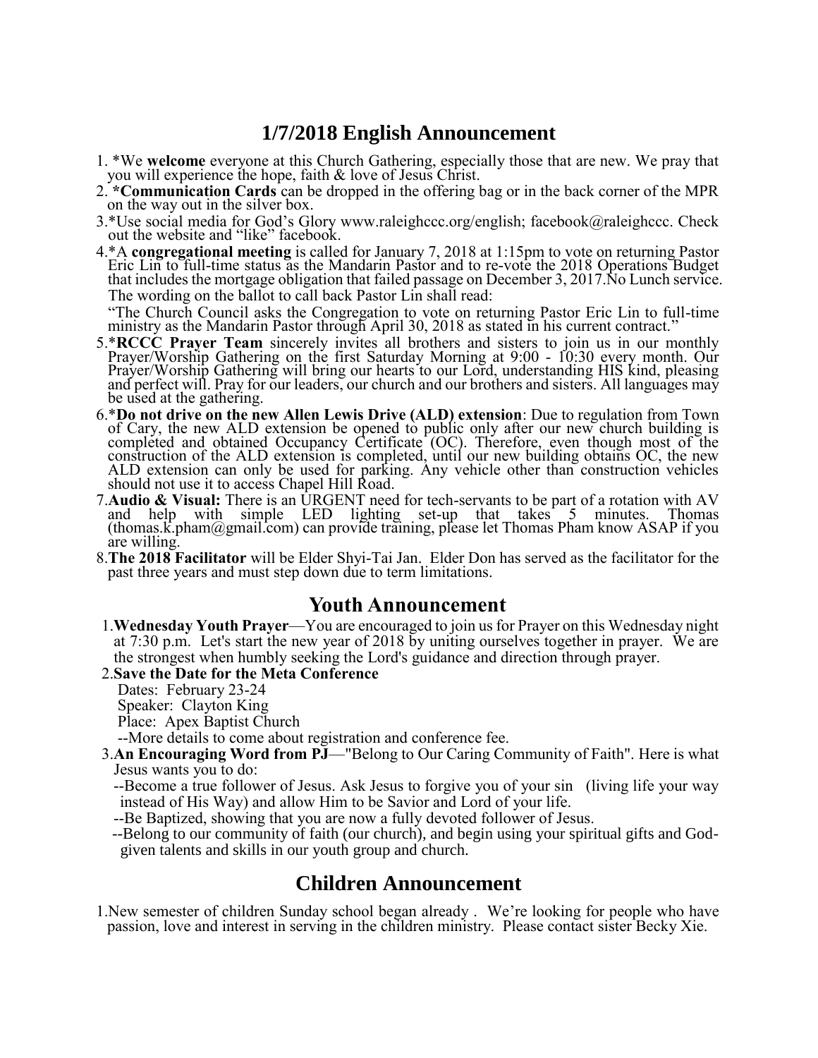## 1/7/2018 English Announcement

1. *We **welcome** everyone at this Church Gathering, especially those that are new. We pray that you will experience the hope, faith & love of Jesus Christ.
2. ***Communication Cards** can be dropped in the offering bag or in the back corner of the MPR on the way out in the silver box.
3. *Use social media for God's Glory www.raleighccc.org/english; facebook@raleighccc. Check out the website and "like" facebook.
4. *A **congregational meeting** is called for January 7, 2018 at 1:15pm to vote on returning Pastor Eric Lin to full-time status as the Mandarin Pastor and to re-vote the 2018 Operations Budget that includes the mortgage obligation that failed passage on December 3, 2017.No Lunch service. The wording on the ballot to call back Pastor Lin shall read:

   "The Church Council asks the Congregation to vote on returning Pastor Eric Lin to full-time ministry as the Mandarin Pastor through April 30, 2018 as stated in his current contract."
5. ***RCCC Prayer Team** sincerely invites all brothers and sisters to join us in our monthly Prayer/Worship Gathering on the first Saturday Morning at 9:00 - 10:30 every month. Our Prayer/Worship Gathering will bring our hearts to our Lord, understanding HIS kind, pleasing and perfect will. Pray for our leaders, our church and our brothers and sisters. All languages may be used at the gathering.
6. ***Do not drive on the new Allen Lewis Drive (ALD) extension**: Due to regulation from Town of Cary, the new ALD extension be opened to public only after our new church building is completed and obtained Occupancy Certificate (OC). Therefore, even though most of the construction of the ALD extension is completed, until our new building obtains OC, the new ALD extension can only be used for parking. Any vehicle other than construction vehicles should not use it to access Chapel Hill Road.
7. **Audio & Visual:** There is an URGENT need for tech-servants to be part of a rotation with AV and help with simple LED lighting set-up that takes 5 minutes. Thomas (thomas.k.pham@gmail.com) can provide training, please let Thomas Pham know ASAP if you are willing.
8. **The 2018 Facilitator** will be Elder Shyi-Tai Jan. Elder Don has served as the facilitator for the past three years and must step down due to term limitations.

## Youth Announcement

1. **Wednesday Youth Prayer**—You are encouraged to join us for Prayer on this Wednesday night at 7:30 p.m. Let's start the new year of 2018 by uniting ourselves together in prayer. We are the strongest when humbly seeking the Lord's guidance and direction through prayer.
2. **Save the Date for the Meta Conference**

   Dates: February 23-24

   Speaker: Clayton King

   Place: Apex Baptist Church

   --More details to come about registration and conference fee.
3. **An Encouraging Word from PJ**—"Belong to Our Caring Community of Faith". Here is what Jesus wants you to do:

   --Become a true follower of Jesus. Ask Jesus to forgive you of your sin (living life your way instead of His Way) and allow Him to be Savior and Lord of your life.

   --Be Baptized, showing that you are now a fully devoted follower of Jesus.

   --Belong to our community of faith (our church), and begin using your spiritual gifts and God-given talents and skills in our youth group and church.

## Children Announcement

1. New semester of children Sunday school began already . We're looking for people who have passion, love and interest in serving in the children ministry. Please contact sister Becky Xie.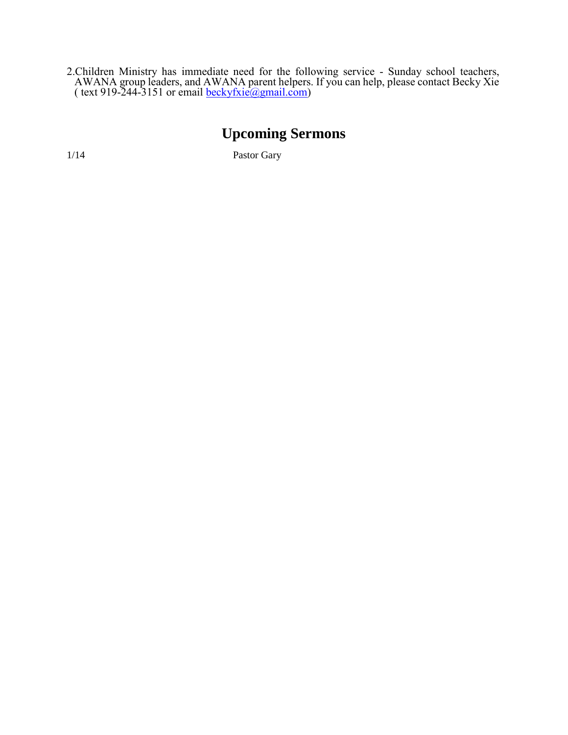2. Children Ministry has immediate need for the following service - Sunday school teachers, AWANA group leaders, and AWANA parent helpers. If you can help, please contact Becky Xie ( text 919-244-3151 or email [beckyfxie@gmail.com](mailto:beckyfxie@gmail.com))

## Upcoming Sermons

| | |
|---|---|
| 1/14 | Pastor Gary |